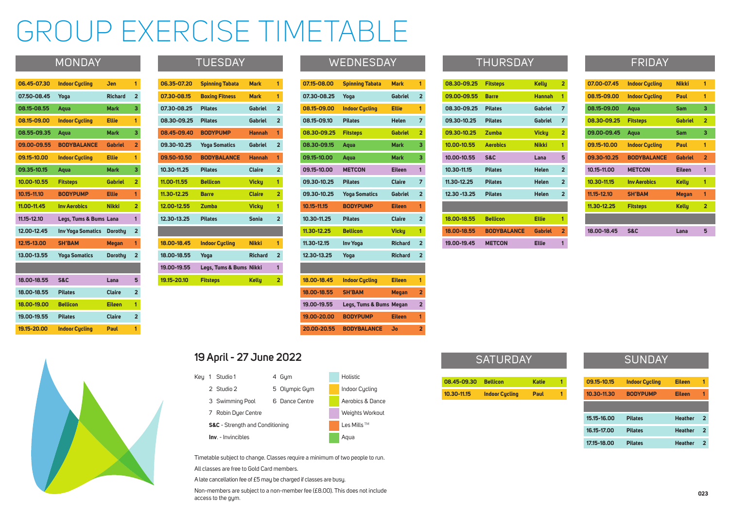# GROUP EXERCISE TIMETABLE

## MONDAY

| Time | Class | Instructor | Location |
|---|---|---|---|
| 06.45-07.30 | Indoor Cycling | Jen | 1 |
| 07.50-08.45 | Yoga | Richard | 2 |
| 08.15-08.55 | Aqua | Mark | 3 |
| 08.15-09.00 | Indoor Cycling | Ellie | 1 |
| 08.55-09.35 | Aqua | Mark | 3 |
| 09.00-09.55 | BODYBALANCE | Gabriel | 2 |
| 09.15-10.00 | Indoor Cycling | Ellie | 1 |
| 09.35-10.15 | Aqua | Mark | 3 |
| 10.00-10.55 | Fitsteps | Gabriel | 2 |
| 10.15-11.10 | BODYPUMP | Ellie | 1 |
| 11.00-11.45 | Inv Aerobics | Nikki | 2 |
| 11.15-12.10 | Legs, Tums & Bums | Lana | 1 |
| 12.00-12.45 | Inv Yoga Somatics | Dorothy | 2 |
| 12.15-13.00 | SH'BAM | Megan | 1 |
| 13.00-13.55 | Yoga Somatics | Dorothy | 2 |
| | | | |
| 18.00-18.55 | S&C | Lana | 5 |
| 18.00-18.55 | Pilates | Claire | 2 |
| 18.00-19.00 | Bellicon | Eileen | 1 |
| 19.00-19.55 | Pilates | Claire | 2 |
| 19.15-20.00 | Indoor Cycling | Paul | 1 |

## TUESDAY

| Time | Class | Instructor | Location |
|---|---|---|---|
| 06.35-07.20 | Spinning Tabata | Mark | 1 |
| 07.30-08.15 | Boxing Fitness | Mark | 1 |
| 07.30-08.25 | Pilates | Gabriel | 2 |
| 08.30-09.25 | Pilates | Gabriel | 2 |
| 08.45-09.40 | BODYPUMP | Hannah | 1 |
| 09.30-10.25 | Yoga Somatics | Gabriel | 2 |
| 09.50-10.50 | BODYBALANCE | Hannah | 1 |
| 10.30-11.25 | Pilates | Claire | 2 |
| 11.00-11.55 | Bellicon | Vicky | 1 |
| 11.30-12.25 | Barre | Claire | 2 |
| 12.00-12.55 | Zumba | Vicky | 1 |
| 12.30-13.25 | Pilates | Sonia | 2 |
| | | | |
| 18.00-18.45 | Indoor Cycling | Nikki | 1 |
| 18.00-18.55 | Yoga | Richard | 2 |
| 19.00-19.55 | Legs, Tums & Bums | Nikki | 1 |
| 19.15-20.10 | Fitsteps | Kelly | 2 |

## WEDNESDAY

| Time | Class | Instructor | Location |
|---|---|---|---|
| 07.15-08.00 | Spinning Tabata | Mark | 1 |
| 07.30-08.25 | Yoga | Gabriel | 2 |
| 08.15-09.00 | Indoor Cycling | Ellie | 1 |
| 08.15-09.10 | Pilates | Helen | 7 |
| 08.30-09.25 | Fitsteps | Gabriel | 2 |
| 08.30-09.15 | Aqua | Mark | 3 |
| 09.15-10.00 | Aqua | Mark | 3 |
| 09.15-10.00 | METCON | Eileen | 1 |
| 09.30-10.25 | Pilates | Claire | 7 |
| 09.30-10.25 | Yoga Somatics | Gabriel | 2 |
| 10.15-11.15 | BODYPUMP | Eileen | 1 |
| 10.30-11.25 | Pilates | Claire | 2 |
| 11.30-12.25 | Bellicon | Vicky | 1 |
| 11.30-12.15 | Inv Yoga | Richard | 2 |
| 12.30-13.25 | Yoga | Richard | 2 |
| | | | |
| 18.00-18.45 | Indoor Cycling | Eileen | 1 |
| 18.00-18.55 | SH'BAM | Megan | 2 |
| 19.00-19.55 | Legs, Tums & Bums | Megan | 2 |
| 19.00-20.00 | BODYPUMP | Eileen | 1 |
| 20.00-20.55 | BODYBALANCE | Jo | 2 |

## THURSDAY

| Time | Class | Instructor | Location |
|---|---|---|---|
| 08.30-09.25 | Fitsteps | Kelly | 2 |
| 09.00-09.55 | Barre | Hannah | 1 |
| 08.30-09.25 | Pilates | Gabriel | 7 |
| 09.30-10.25 | Pilates | Gabriel | 7 |
| 09.30-10.25 | Zumba | Vicky | 2 |
| 10.00-10.55 | Aerobics | Nikki | 1 |
| 10.00-10.55 | S&C | Lana | 5 |
| 10.30-11.15 | Pilates | Helen | 2 |
| 11.30-12.25 | Pilates | Helen | 2 |
| 12.30 -13.25 | Pilates | Helen | 2 |
| | | | |
| 18.00-18.55 | Bellicon | Ellie | 1 |
| 18.00-18.55 | BODYBALANCE | Gabriel | 2 |
| 19.00-19.45 | METCON | Ellie | 1 |

## FRIDAY

| Time | Class | Instructor | Location |
|---|---|---|---|
| 07.00-07.45 | Indoor Cycling | Nikki | 1 |
| 08.15-09.00 | Indoor Cycling | Paul | 1 |
| 08.15-09.00 | Aqua | Sam | 3 |
| 08.30-09.25 | Fitsteps | Gabriel | 2 |
| 09.00-09.45 | Aqua | Sam | 3 |
| 09.15-10.00 | Indoor Cycling | Paul | 1 |
| 09.30-10.25 | BODYBALANCE | Gabriel | 2 |
| 10.15-11.00 | METCON | Eileen | 1 |
| 10.30-11.15 | Inv Aerobics | Kelly | 1 |
| 11.15-12.10 | SH'BAM | Megan | 1 |
| 11.30-12.25 | Fitsteps | Kelly | 2 |
| | | | |
| 18.00-18.45 | S&C | Lana | 5 |

## 19 April - 27 June 2022

Key
1 Studio 1
2 Studio 2
3 Swimming Pool
4 Gym
5 Olympic Gym
6 Dance Centre
7 Robin Dyer Centre

**S&C** - Strength and Conditioning
**Inv.** - Invincibles

Holistic
Indoor Cycling
Aerobics & Dance
Weights Workout
Les Mills ™
Aqua

Timetable subject to change. Classes require a minimum of two people to run.

All classes are free to Gold Card members.

A late cancellation fee of £5 may be charged if classes are busy.

Non-members are subject to a non-member fee (£8.00). This does not include access to the gym.

## SATURDAY

| Time | Class | Instructor | Location |
|---|---|---|---|
| 08.45-09.30 | Bellicon | Katie | 1 |
| 10.30-11.15 | Indoor Cycling | Paul | 1 |

## SUNDAY

| Time | Class | Instructor | Location |
|---|---|---|---|
| 09.15-10.15 | Indoor Cycling | Eileen | 1 |
| 10.30-11.30 | BODYPUMP | Eileen | 1 |
| | | | |
| 15.15-16.00 | Pilates | Heather | 2 |
| 16.15-17.00 | Pilates | Heather | 2 |
| 17.15-18.00 | Pilates | Heather | 2 |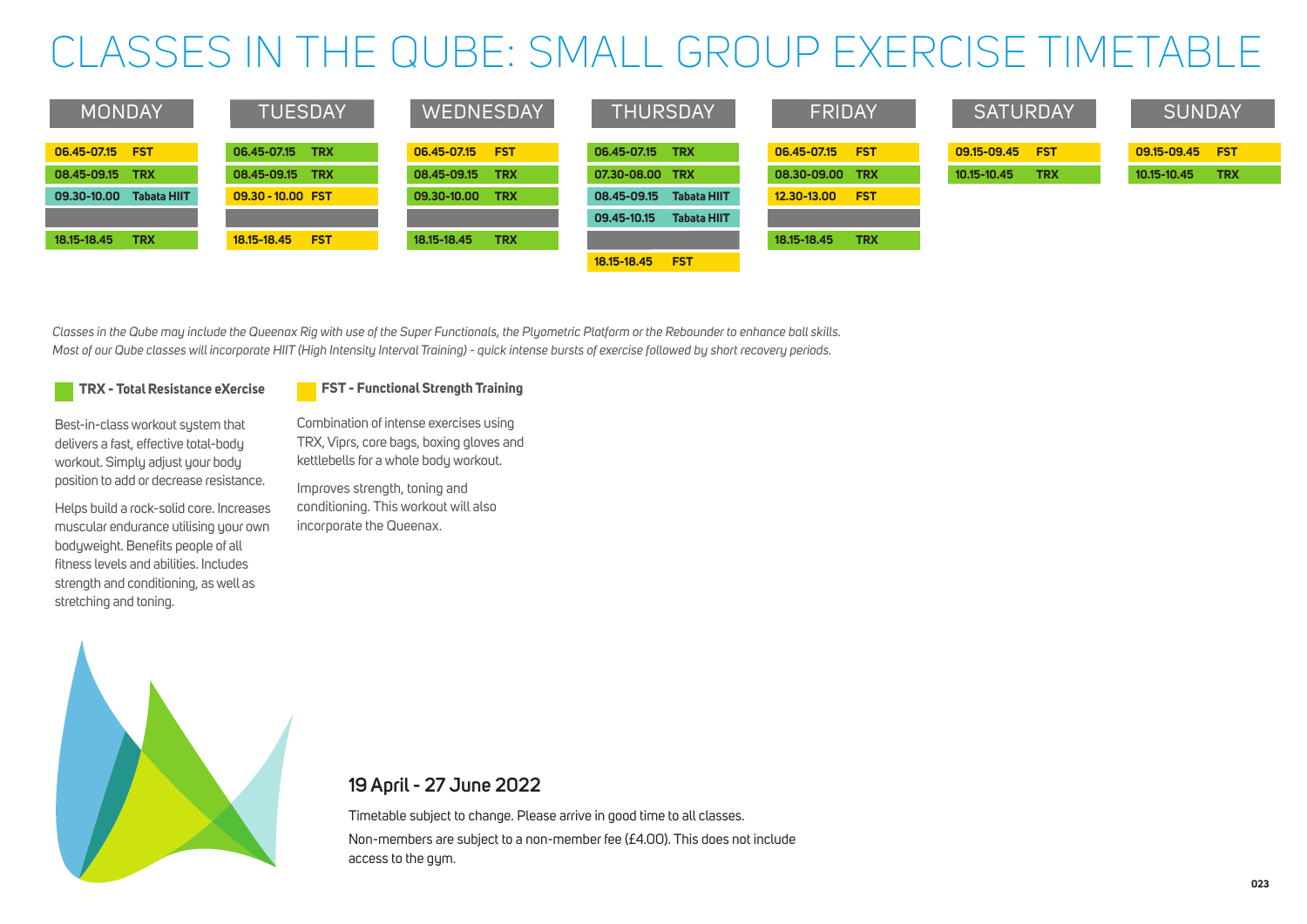# CLASSES IN THE QUBE: SMALL GROUP EXERCISE TIMETABLE

| MONDAY | TUESDAY | WEDNESDAY | THURSDAY | FRIDAY | SATURDAY | SUNDAY |
|---|---|---|---|---|---|---|
| 06.45-07.15 FST | 06.45-07.15 TRX | 06.45-07.15 FST | 06.45-07.15 TRX | 06.45-07.15 FST | 09.15-09.45 FST | 09.15-09.45 FST |
| 08.45-09.15 TRX | 08.45-09.15 TRX | 08.45-09.15 TRX | 07.30-08.00 TRX | 08.30-09.00 TRX | 10.15-10.45 TRX | 10.15-10.45 TRX |
| 09.30-10.00 Tabata HIIT | 09.30 - 10.00 FST | 09.30-10.00 TRX | 08.45-09.15 Tabata HIIT | 12.30-13.00 FST | | |
| | | | 09.45-10.15 Tabata HIIT | | | |
| 18.15-18.45 TRX | 18.15-18.45 FST | 18.15-18.45 TRX | | 18.15-18.45 TRX | | |
| | | | 18.15-18.45 FST | | | |

*Classes in the Qube may include the Queenax Rig with use of the Super Functionals, the Plyometric Platform or the Rebounder to enhance ball skills.*
*Most of our Qube classes will incorporate HIIT (High Intensity Interval Training) - quick intense bursts of exercise followed by short recovery periods.*

**TRX - Total Resistance eXercise**

Best-in-class workout system that delivers a fast, effective total-body workout. Simply adjust your body position to add or decrease resistance.

Helps build a rock-solid core. Increases muscular endurance utilising your own bodyweight. Benefits people of all fitness levels and abilities. Includes strength and conditioning, as well as stretching and toning.

**FST - Functional Strength Training**

Combination of intense exercises using TRX, Viprs, core bags, boxing gloves and kettlebells for a whole body workout.

Improves strength, toning and conditioning. This workout will also incorporate the Queenax.

## 19 April - 27 June 2022

Timetable subject to change. Please arrive in good time to all classes.

Non-members are subject to a non-member fee (£4.00). This does not include access to the gym.